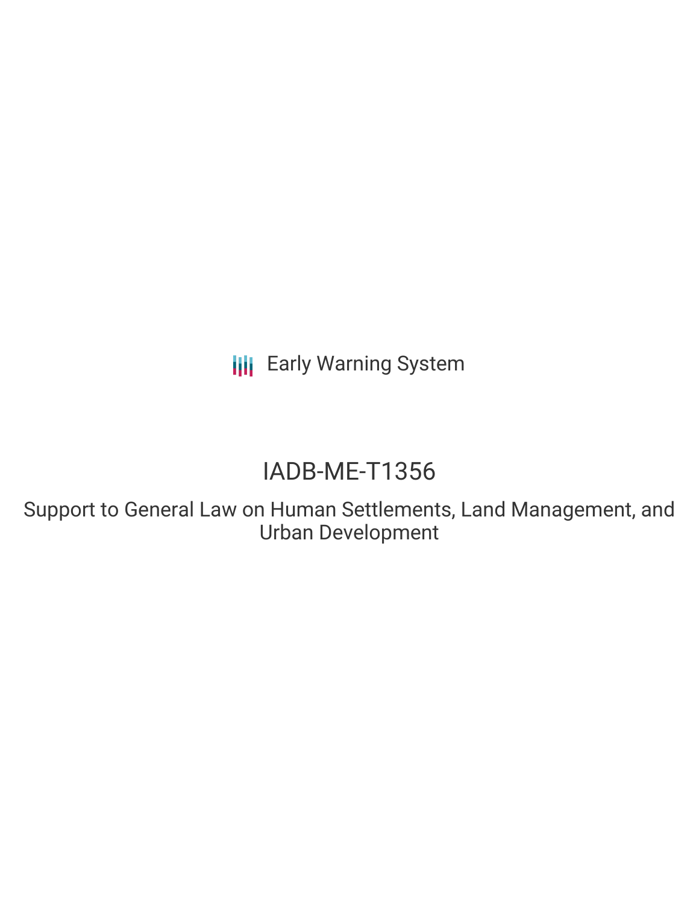Early Warning System

# IADB-ME-T1356

## Support to General Law on Human Settlements, Land Management, and Urban Development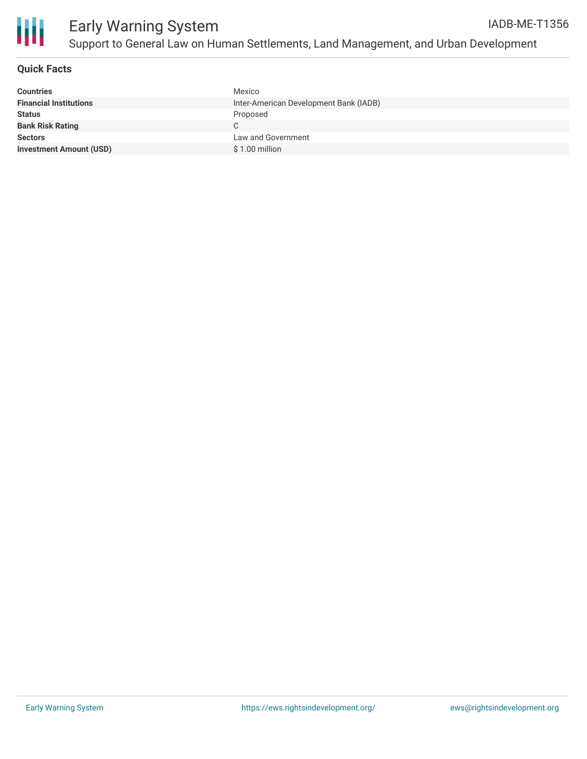# Early Warning System

## Support to General Law on Human Settlements, Land Management, and Urban Development

IADB-ME-T1356

### Quick Facts

| | |
|---|---|
| **Countries** | Mexico |
| **Financial Institutions** | Inter-American Development Bank (IADB) |
| **Status** | Proposed |
| **Bank Risk Rating** | C |
| **Sectors** | Law and Government |
| **Investment Amount (USD)** | $ 1.00 million |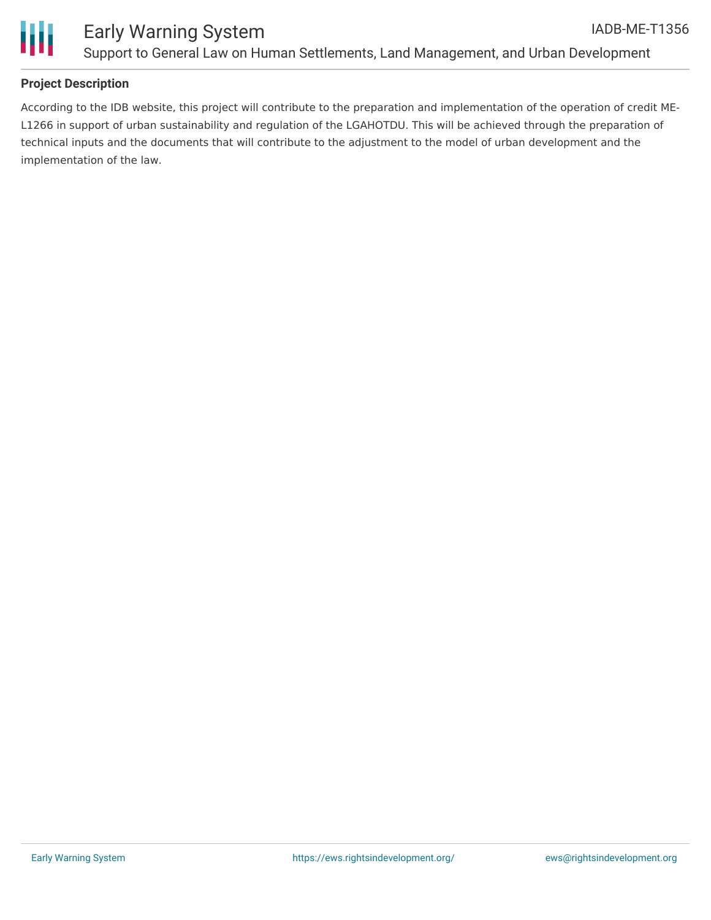**Project Description**

According to the IDB website, this project will contribute to the preparation and implementation of the operation of credit ME-L1266 in support of urban sustainability and regulation of the LGAHOTDU. This will be achieved through the preparation of technical inputs and the documents that will contribute to the adjustment to the model of urban development and the implementation of the law.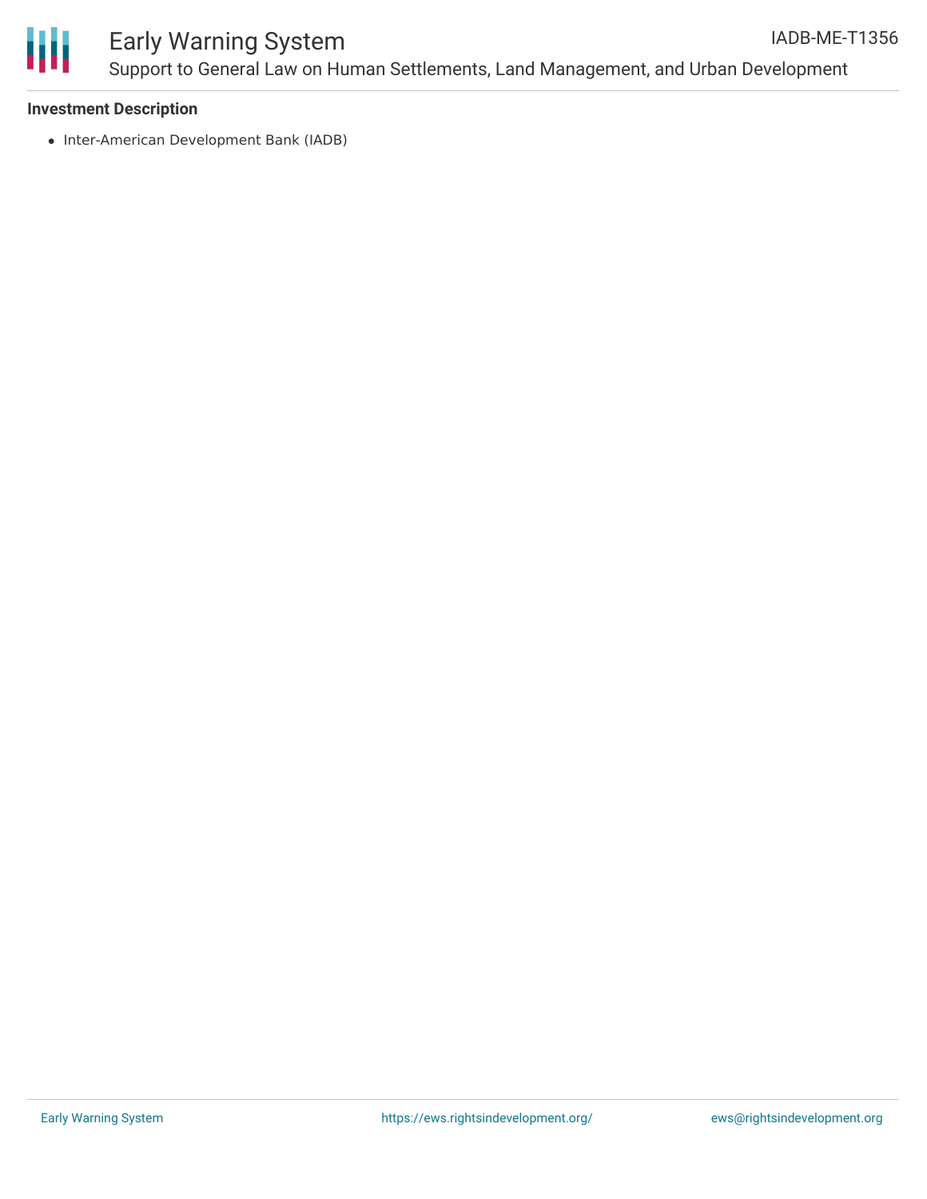**Investment Description**

- Inter-American Development Bank (IADB)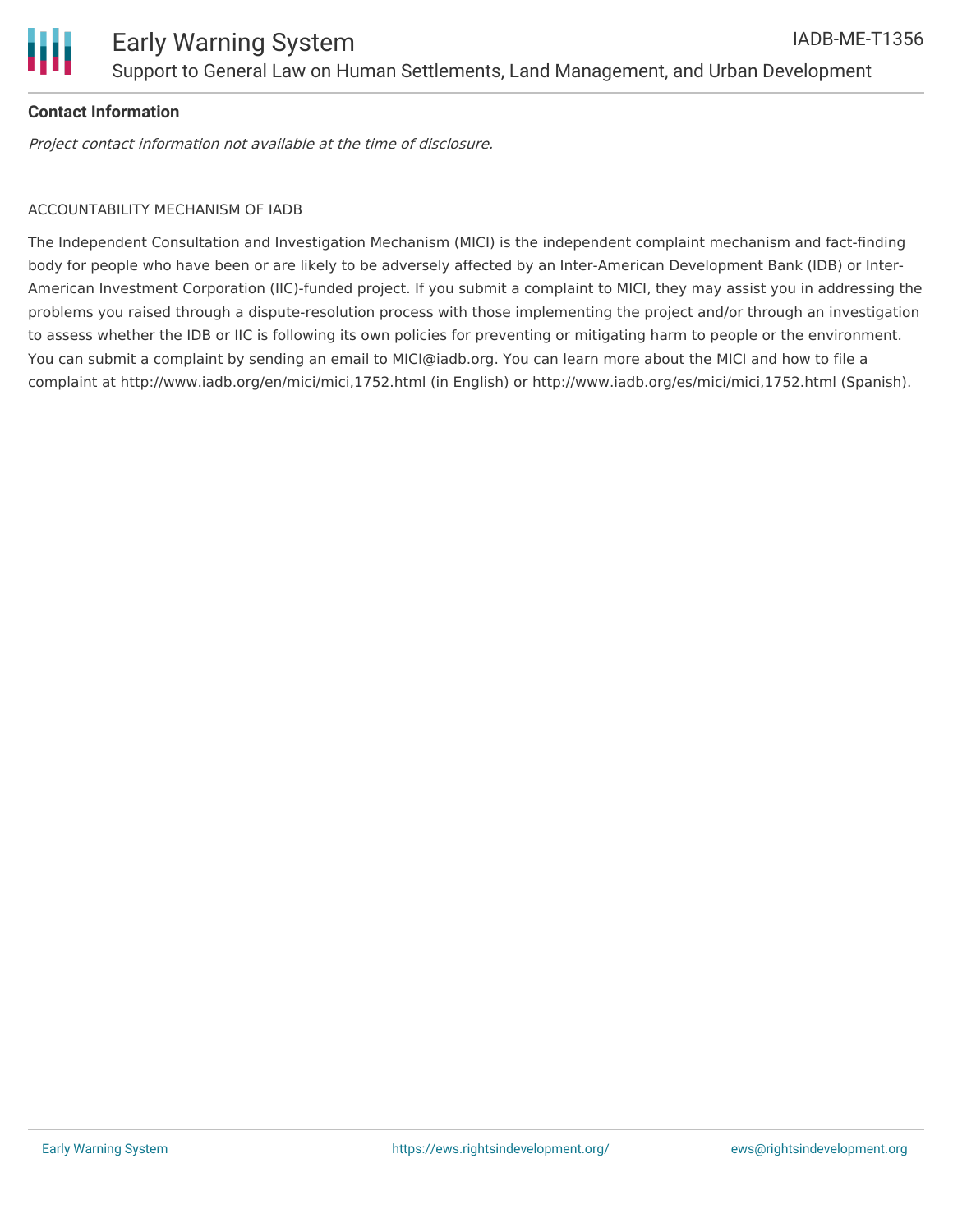**Contact Information**

*Project contact information not available at the time of disclosure.*

ACCOUNTABILITY MECHANISM OF IADB

The Independent Consultation and Investigation Mechanism (MICI) is the independent complaint mechanism and fact-finding body for people who have been or are likely to be adversely affected by an Inter-American Development Bank (IDB) or Inter-American Investment Corporation (IIC)-funded project. If you submit a complaint to MICI, they may assist you in addressing the problems you raised through a dispute-resolution process with those implementing the project and/or through an investigation to assess whether the IDB or IIC is following its own policies for preventing or mitigating harm to people or the environment. You can submit a complaint by sending an email to MICI@iadb.org. You can learn more about the MICI and how to file a complaint at http://www.iadb.org/en/mici/mici,1752.html (in English) or http://www.iadb.org/es/mici/mici,1752.html (Spanish).